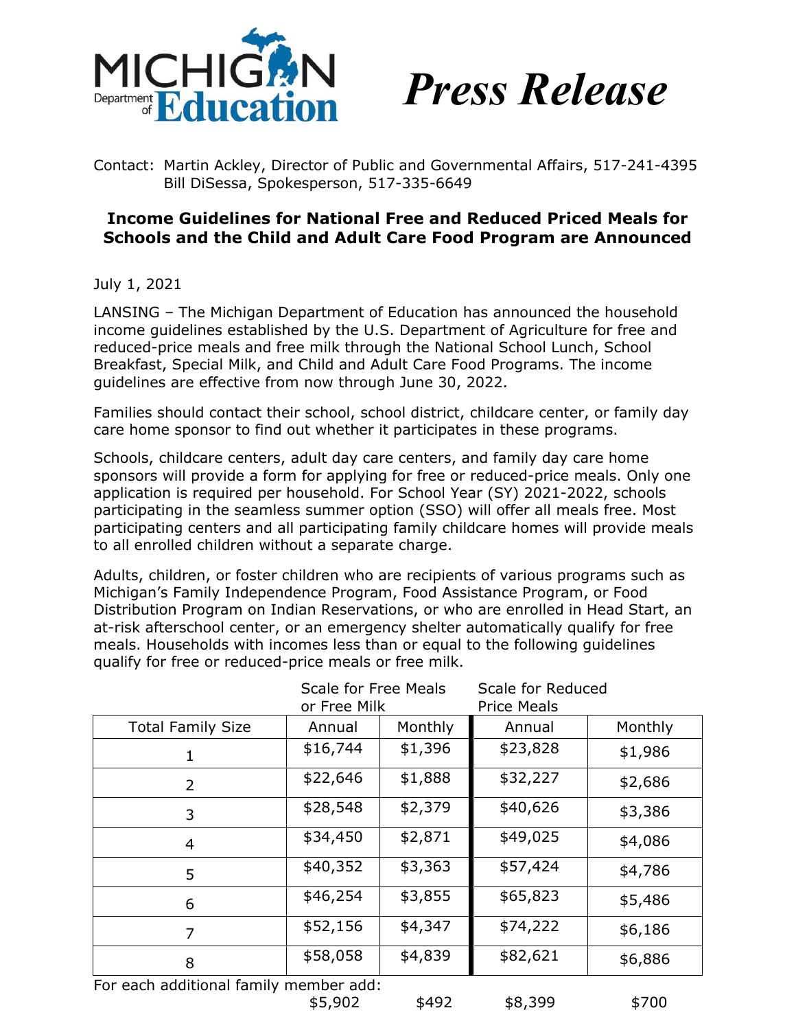MICHIGAN Department of Education

*Press Release*

Contact: Martin Ackley, Director of Public and Governmental Affairs, 517-241-4395
Bill DiSessa, Spokesperson, 517-335-6649

## Income Guidelines for National Free and Reduced Priced Meals for Schools and the Child and Adult Care Food Program are Announced

July 1, 2021

LANSING – The Michigan Department of Education has announced the household income guidelines established by the U.S. Department of Agriculture for free and reduced-price meals and free milk through the National School Lunch, School Breakfast, Special Milk, and Child and Adult Care Food Programs. The income guidelines are effective from now through June 30, 2022.

Families should contact their school, school district, childcare center, or family day care home sponsor to find out whether it participates in these programs.

Schools, childcare centers, adult day care centers, and family day care home sponsors will provide a form for applying for free or reduced-price meals. Only one application is required per household. For School Year (SY) 2021-2022, schools participating in the seamless summer option (SSO) will offer all meals free. Most participating centers and all participating family childcare homes will provide meals to all enrolled children without a separate charge.

Adults, children, or foster children who are recipients of various programs such as Michigan's Family Independence Program, Food Assistance Program, or Food Distribution Program on Indian Reservations, or who are enrolled in Head Start, an at-risk afterschool center, or an emergency shelter automatically qualify for free meals. Households with incomes less than or equal to the following guidelines qualify for free or reduced-price meals or free milk.

| | Scale for Free Meals or Free Milk | | Scale for Reduced Price Meals | |
|---|---|---|---|---|
| Total Family Size | Annual | Monthly | Annual | Monthly |
| 1 | $16,744 | $1,396 | $23,828 | $1,986 |
| 2 | $22,646 | $1,888 | $32,227 | $2,686 |
| 3 | $28,548 | $2,379 | $40,626 | $3,386 |
| 4 | $34,450 | $2,871 | $49,025 | $4,086 |
| 5 | $40,352 | $3,363 | $57,424 | $4,786 |
| 6 | $46,254 | $3,855 | $65,823 | $5,486 |
| 7 | $52,156 | $4,347 | $74,222 | $6,186 |
| 8 | $58,058 | $4,839 | $82,621 | $6,886 |
| For each additional family member add: | $5,902 | $492 | $8,399 | $700 |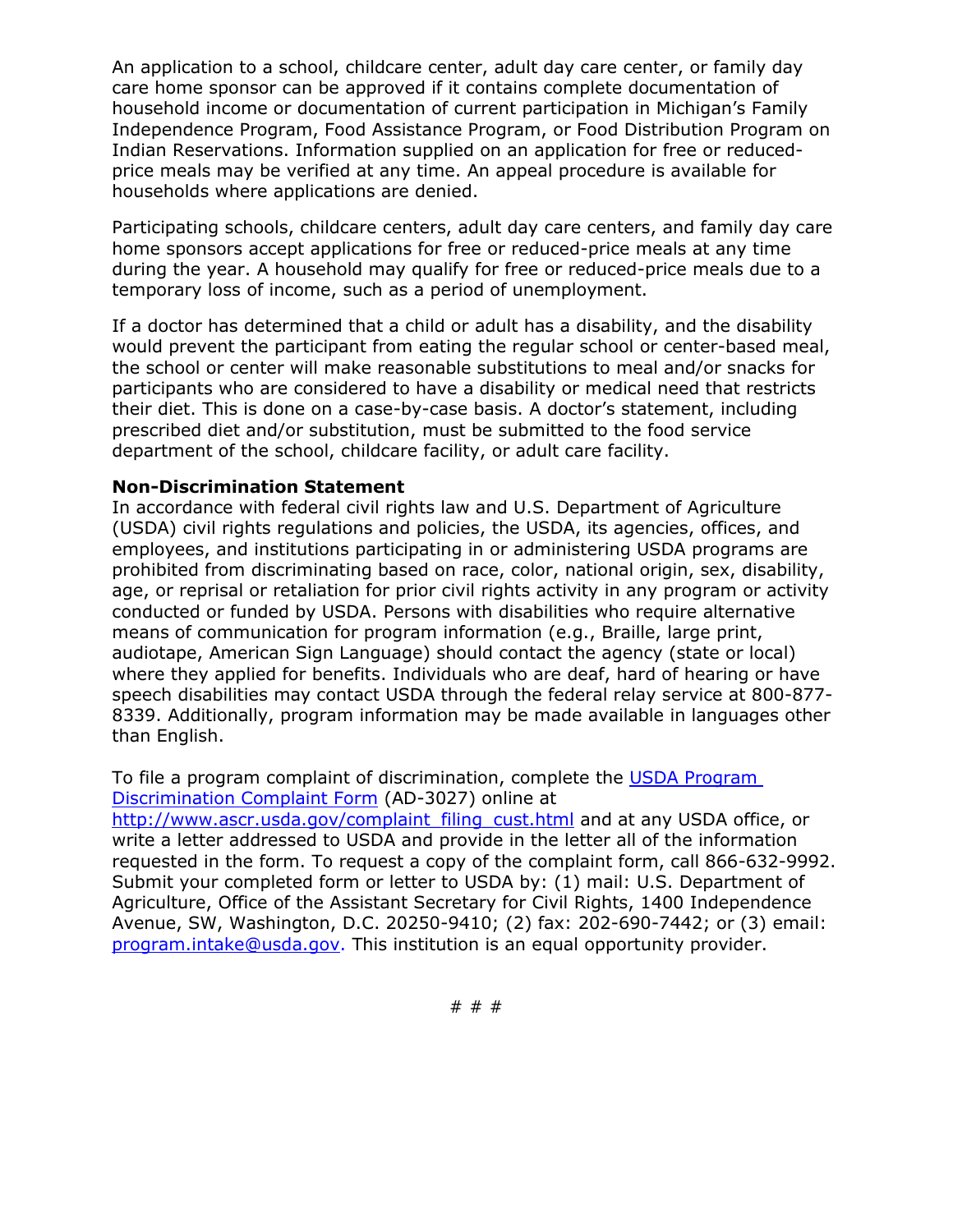An application to a school, childcare center, adult day care center, or family day care home sponsor can be approved if it contains complete documentation of household income or documentation of current participation in Michigan's Family Independence Program, Food Assistance Program, or Food Distribution Program on Indian Reservations. Information supplied on an application for free or reduced-price meals may be verified at any time. An appeal procedure is available for households where applications are denied.

Participating schools, childcare centers, adult day care centers, and family day care home sponsors accept applications for free or reduced-price meals at any time during the year. A household may qualify for free or reduced-price meals due to a temporary loss of income, such as a period of unemployment.

If a doctor has determined that a child or adult has a disability, and the disability would prevent the participant from eating the regular school or center-based meal, the school or center will make reasonable substitutions to meal and/or snacks for participants who are considered to have a disability or medical need that restricts their diet. This is done on a case-by-case basis. A doctor's statement, including prescribed diet and/or substitution, must be submitted to the food service department of the school, childcare facility, or adult care facility.

**Non-Discrimination Statement**
In accordance with federal civil rights law and U.S. Department of Agriculture (USDA) civil rights regulations and policies, the USDA, its agencies, offices, and employees, and institutions participating in or administering USDA programs are prohibited from discriminating based on race, color, national origin, sex, disability, age, or reprisal or retaliation for prior civil rights activity in any program or activity conducted or funded by USDA. Persons with disabilities who require alternative means of communication for program information (e.g., Braille, large print, audiotape, American Sign Language) should contact the agency (state or local) where they applied for benefits. Individuals who are deaf, hard of hearing or have speech disabilities may contact USDA through the federal relay service at 800-877-8339. Additionally, program information may be made available in languages other than English.

To file a program complaint of discrimination, complete the [USDA Program Discrimination Complaint Form](http://www.ascr.usda.gov/complaint_filing_cust.html) (AD-3027) online at [http://www.ascr.usda.gov/complaint_filing_cust.html](http://www.ascr.usda.gov/complaint_filing_cust.html) and at any USDA office, or write a letter addressed to USDA and provide in the letter all of the information requested in the form. To request a copy of the complaint form, call 866-632-9992. Submit your completed form or letter to USDA by: (1) mail: U.S. Department of Agriculture, Office of the Assistant Secretary for Civil Rights, 1400 Independence Avenue, SW, Washington, D.C. 20250-9410; (2) fax: 202-690-7442; or (3) email: [program.intake@usda.gov](mailto:program.intake@usda.gov). This institution is an equal opportunity provider.

# # #